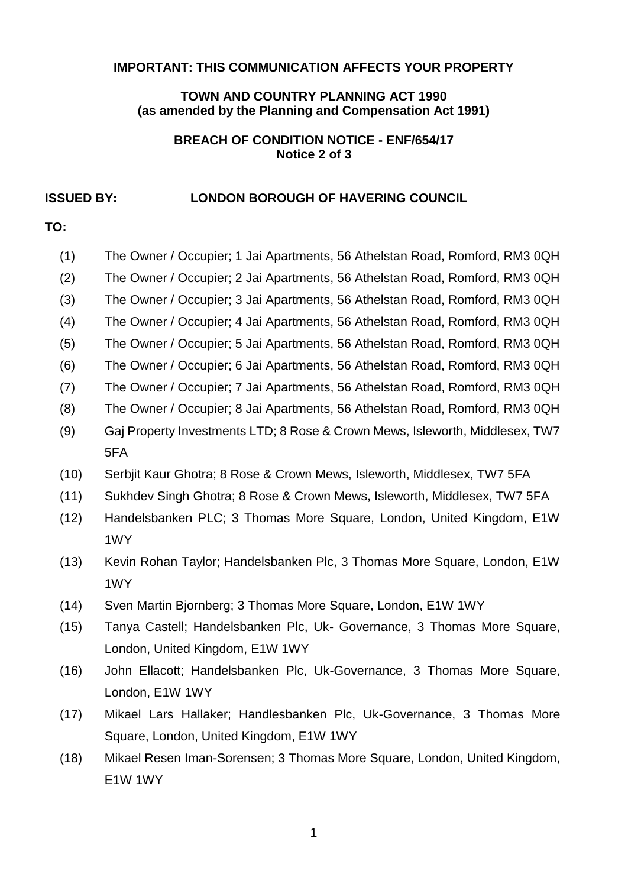**IMPORTANT: THIS COMMUNICATION AFFECTS YOUR PROPERTY**

**TOWN AND COUNTRY PLANNING ACT 1990**
**(as amended by the Planning and Compensation Act 1991)**

**BREACH OF CONDITION NOTICE - ENF/654/17**
**Notice 2 of 3**

**ISSUED BY:** **LONDON BOROUGH OF HAVERING COUNCIL**

**TO:**

(1) The Owner / Occupier; 1 Jai Apartments, 56 Athelstan Road, Romford, RM3 0QH

(2) The Owner / Occupier; 2 Jai Apartments, 56 Athelstan Road, Romford, RM3 0QH

(3) The Owner / Occupier; 3 Jai Apartments, 56 Athelstan Road, Romford, RM3 0QH

(4) The Owner / Occupier; 4 Jai Apartments, 56 Athelstan Road, Romford, RM3 0QH

(5) The Owner / Occupier; 5 Jai Apartments, 56 Athelstan Road, Romford, RM3 0QH

(6) The Owner / Occupier; 6 Jai Apartments, 56 Athelstan Road, Romford, RM3 0QH

(7) The Owner / Occupier; 7 Jai Apartments, 56 Athelstan Road, Romford, RM3 0QH

(8) The Owner / Occupier; 8 Jai Apartments, 56 Athelstan Road, Romford, RM3 0QH

(9) Gaj Property Investments LTD; 8 Rose & Crown Mews, Isleworth, Middlesex, TW7 5FA

(10) Serbjit Kaur Ghotra; 8 Rose & Crown Mews, Isleworth, Middlesex, TW7 5FA

(11) Sukhdev Singh Ghotra; 8 Rose & Crown Mews, Isleworth, Middlesex, TW7 5FA

(12) Handelsbanken PLC; 3 Thomas More Square, London, United Kingdom, E1W 1WY

(13) Kevin Rohan Taylor; Handelsbanken Plc, 3 Thomas More Square, London, E1W 1WY

(14) Sven Martin Bjornberg; 3 Thomas More Square, London, E1W 1WY

(15) Tanya Castell; Handelsbanken Plc, Uk- Governance, 3 Thomas More Square, London, United Kingdom, E1W 1WY

(16) John Ellacott; Handelsbanken Plc, Uk-Governance, 3 Thomas More Square, London, E1W 1WY

(17) Mikael Lars Hallaker; Handlesbanken Plc, Uk-Governance, 3 Thomas More Square, London, United Kingdom, E1W 1WY

(18) Mikael Resen Iman-Sorensen; 3 Thomas More Square, London, United Kingdom, E1W 1WY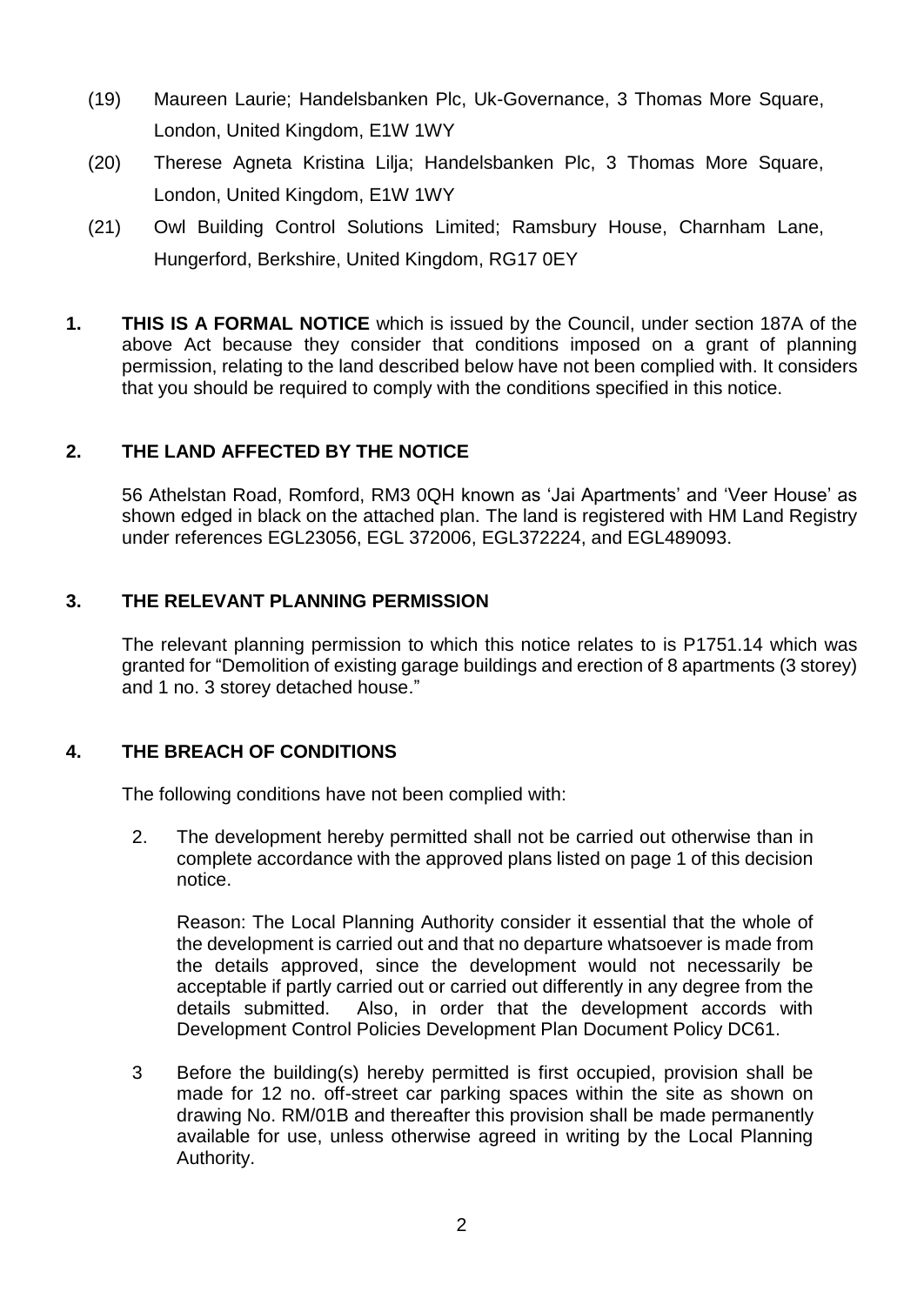(19) Maureen Laurie; Handelsbanken Plc, Uk-Governance, 3 Thomas More Square, London, United Kingdom, E1W 1WY

(20) Therese Agneta Kristina Lilja; Handelsbanken Plc, 3 Thomas More Square, London, United Kingdom, E1W 1WY

(21) Owl Building Control Solutions Limited; Ramsbury House, Charnham Lane, Hungerford, Berkshire, United Kingdom, RG17 0EY

**1. THIS IS A FORMAL NOTICE** which is issued by the Council, under section 187A of the above Act because they consider that conditions imposed on a grant of planning permission, relating to the land described below have not been complied with. It considers that you should be required to comply with the conditions specified in this notice.

**2. THE LAND AFFECTED BY THE NOTICE**

56 Athelstan Road, Romford, RM3 0QH known as 'Jai Apartments' and 'Veer House' as shown edged in black on the attached plan. The land is registered with HM Land Registry under references EGL23056, EGL 372006, EGL372224, and EGL489093.

**3. THE RELEVANT PLANNING PERMISSION**

The relevant planning permission to which this notice relates to is P1751.14 which was granted for "Demolition of existing garage buildings and erection of 8 apartments (3 storey) and 1 no. 3 storey detached house."

**4. THE BREACH OF CONDITIONS**

The following conditions have not been complied with:

2. The development hereby permitted shall not be carried out otherwise than in complete accordance with the approved plans listed on page 1 of this decision notice.

   Reason: The Local Planning Authority consider it essential that the whole of the development is carried out and that no departure whatsoever is made from the details approved, since the development would not necessarily be acceptable if partly carried out or carried out differently in any degree from the details submitted. Also, in order that the development accords with Development Control Policies Development Plan Document Policy DC61.

3. Before the building(s) hereby permitted is first occupied, provision shall be made for 12 no. off-street car parking spaces within the site as shown on drawing No. RM/01B and thereafter this provision shall be made permanently available for use, unless otherwise agreed in writing by the Local Planning Authority.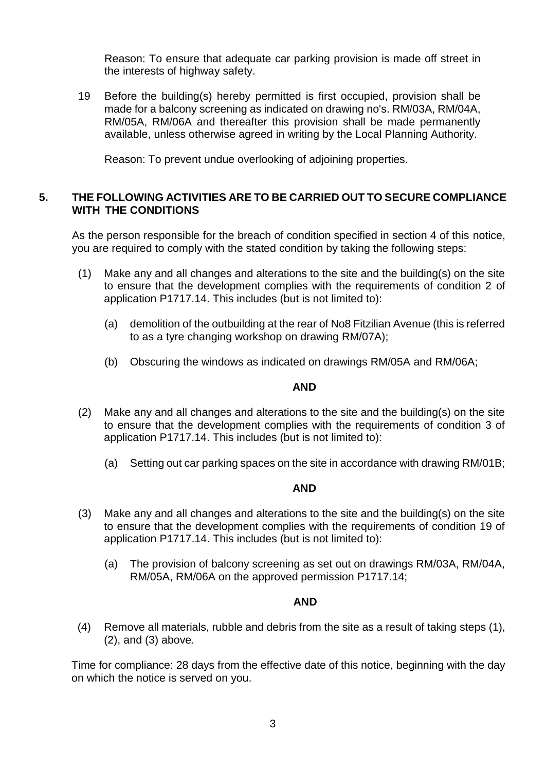Reason: To ensure that adequate car parking provision is made off street in the interests of highway safety.

19 Before the building(s) hereby permitted is first occupied, provision shall be made for a balcony screening as indicated on drawing no's. RM/03A, RM/04A, RM/05A, RM/06A and thereafter this provision shall be made permanently available, unless otherwise agreed in writing by the Local Planning Authority.

Reason: To prevent undue overlooking of adjoining properties.

## 5. THE FOLLOWING ACTIVITIES ARE TO BE CARRIED OUT TO SECURE COMPLIANCE WITH THE CONDITIONS

As the person responsible for the breach of condition specified in section 4 of this notice, you are required to comply with the stated condition by taking the following steps:

(1) Make any and all changes and alterations to the site and the building(s) on the site to ensure that the development complies with the requirements of condition 2 of application P1717.14. This includes (but is not limited to):

(a) demolition of the outbuilding at the rear of No8 Fitzilian Avenue (this is referred to as a tyre changing workshop on drawing RM/07A);

(b) Obscuring the windows as indicated on drawings RM/05A and RM/06A;

**AND**

(2) Make any and all changes and alterations to the site and the building(s) on the site to ensure that the development complies with the requirements of condition 3 of application P1717.14. This includes (but is not limited to):

(a) Setting out car parking spaces on the site in accordance with drawing RM/01B;

**AND**

(3) Make any and all changes and alterations to the site and the building(s) on the site to ensure that the development complies with the requirements of condition 19 of application P1717.14. This includes (but is not limited to):

(a) The provision of balcony screening as set out on drawings RM/03A, RM/04A, RM/05A, RM/06A on the approved permission P1717.14;

**AND**

(4) Remove all materials, rubble and debris from the site as a result of taking steps (1), (2), and (3) above.

Time for compliance: 28 days from the effective date of this notice, beginning with the day on which the notice is served on you.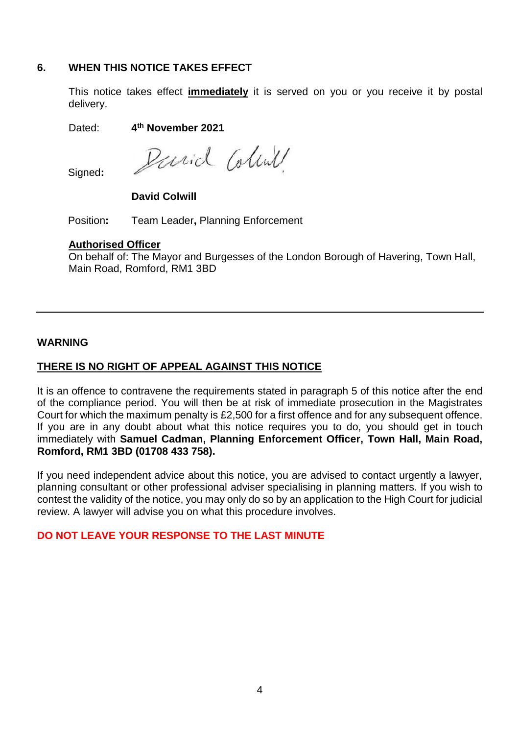## 6. WHEN THIS NOTICE TAKES EFFECT

This notice takes effect **immediately** it is served on you or you receive it by postal delivery.

Dated: **4th November 2021**

Signed:

**David Colwill**

Position: Team Leader, Planning Enforcement

**Authorised Officer**
On behalf of: The Mayor and Burgesses of the London Borough of Havering, Town Hall, Main Road, Romford, RM1 3BD

---

**WARNING**

**THERE IS NO RIGHT OF APPEAL AGAINST THIS NOTICE**

It is an offence to contravene the requirements stated in paragraph 5 of this notice after the end of the compliance period. You will then be at risk of immediate prosecution in the Magistrates Court for which the maximum penalty is £2,500 for a first offence and for any subsequent offence. If you are in any doubt about what this notice requires you to do, you should get in touch immediately with **Samuel Cadman, Planning Enforcement Officer, Town Hall, Main Road, Romford, RM1 3BD (01708 433 758).**

If you need independent advice about this notice, you are advised to contact urgently a lawyer, planning consultant or other professional adviser specialising in planning matters. If you wish to contest the validity of the notice, you may only do so by an application to the High Court for judicial review. A lawyer will advise you on what this procedure involves.

**DO NOT LEAVE YOUR RESPONSE TO THE LAST MINUTE**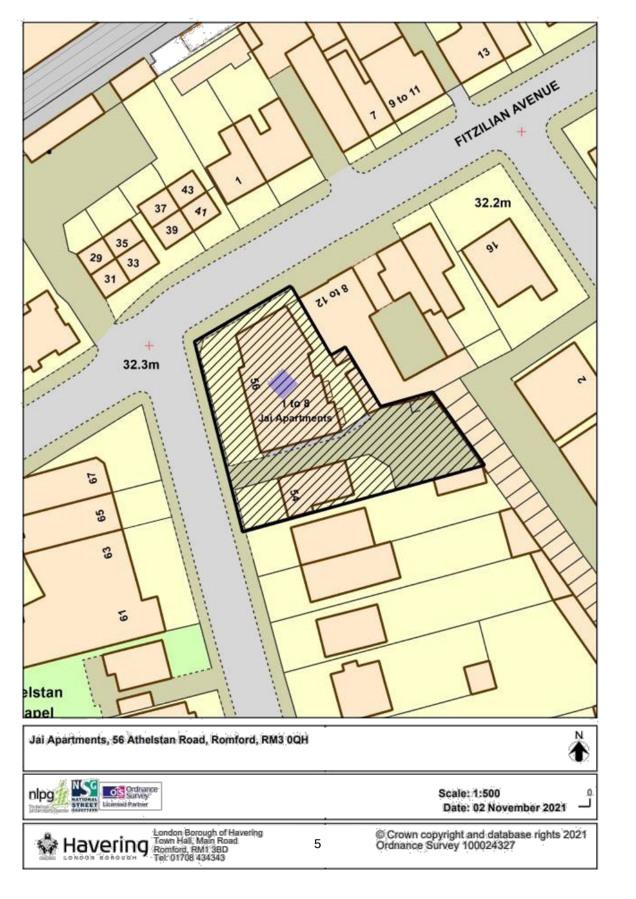13

9 to 11

7

FITZILIAN AVENUE

1

43

37

41

39

35

29

33

31

32.2m

16

8 to 12

32.3m

56

1 to 8

Jai Apartments

2

67

65

63

61

54

elstan

apel

Jai Apartments, 56 Athelstan Road, Romford, RM3 0QH

N

Scale: 1:500

Date: 02 November 2021

London Borough of Havering
Town Hall, Main Road
Romford, RM1 3BD
Tel: 01708 434343

© Crown copyright and database rights 2021
Ordnance Survey 100024327